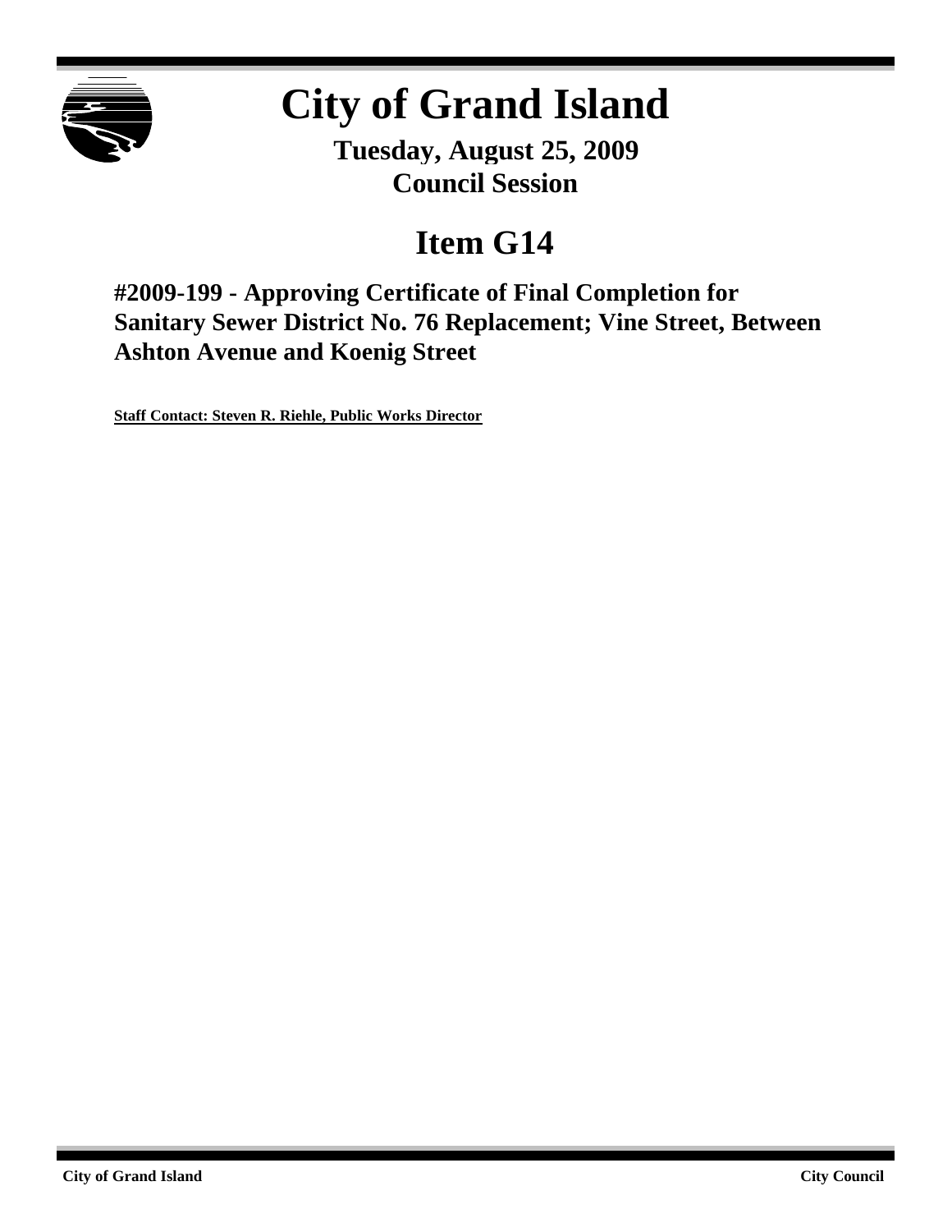# City of Grand Island

**Tuesday, August 25, 2009**
**Council Session**

## Item G14

### #2009-199 - Approving Certificate of Final Completion for Sanitary Sewer District No. 76 Replacement; Vine Street, Between Ashton Avenue and Koenig Street

**Staff Contact: Steven R. Riehle, Public Works Director**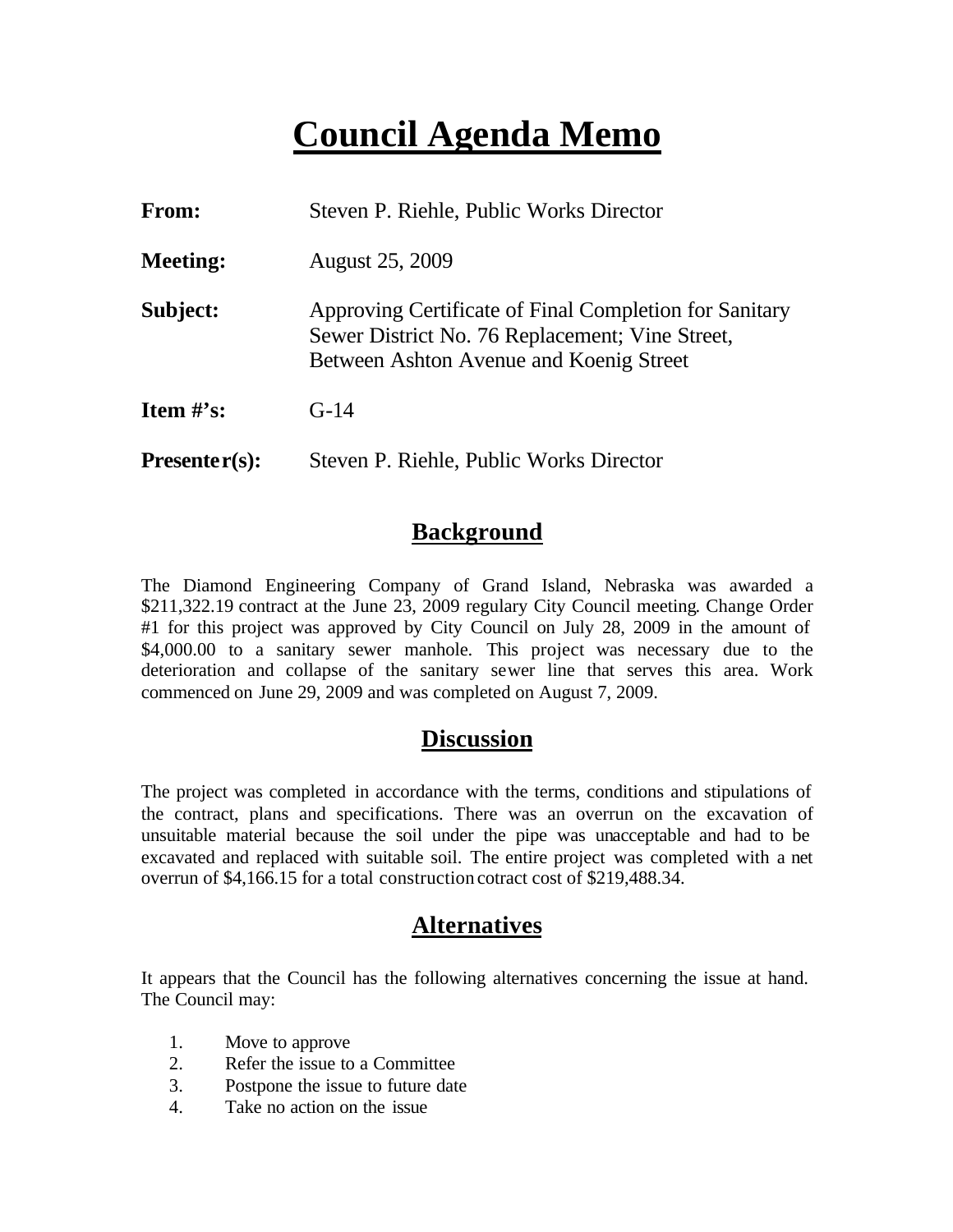# Council Agenda Memo

| | |
|---|---|
| **From:** | Steven P. Riehle, Public Works Director |
| **Meeting:** | August 25, 2009 |
| **Subject:** | Approving Certificate of Final Completion for Sanitary Sewer District No. 76 Replacement; Vine Street, Between Ashton Avenue and Koenig Street |
| **Item #'s:** | G-14 |
| **Presenter(s):** | Steven P. Riehle, Public Works Director |

## Background

The Diamond Engineering Company of Grand Island, Nebraska was awarded a $211,322.19 contract at the June 23, 2009 regulary City Council meeting. Change Order #1 for this project was approved by City Council on July 28, 2009 in the amount of $4,000.00 to a sanitary sewer manhole. This project was necessary due to the deterioration and collapse of the sanitary sewer line that serves this area. Work commenced on June 29, 2009 and was completed on August 7, 2009.

## Discussion

The project was completed in accordance with the terms, conditions and stipulations of the contract, plans and specifications. There was an overrun on the excavation of unsuitable material because the soil under the pipe was unacceptable and had to be excavated and replaced with suitable soil. The entire project was completed with a net overrun of $4,166.15 for a total construction cotract cost of $219,488.34.

## Alternatives

It appears that the Council has the following alternatives concerning the issue at hand. The Council may:

1. Move to approve
2. Refer the issue to a Committee
3. Postpone the issue to future date
4. Take no action on the issue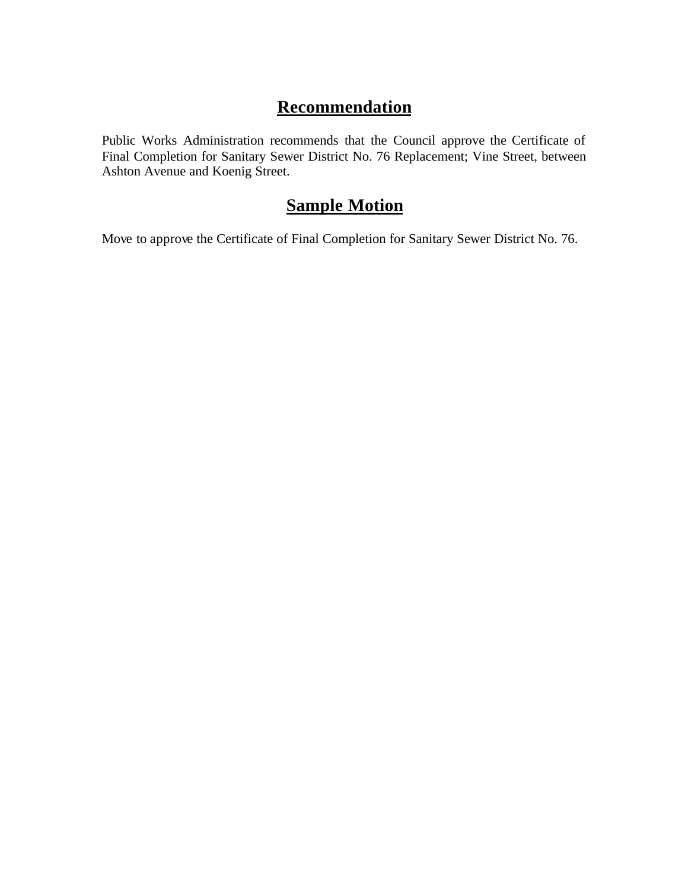## Recommendation

Public Works Administration recommends that the Council approve the Certificate of Final Completion for Sanitary Sewer District No. 76 Replacement; Vine Street, between Ashton Avenue and Koenig Street.

## Sample Motion

Move to approve the Certificate of Final Completion for Sanitary Sewer District No. 76.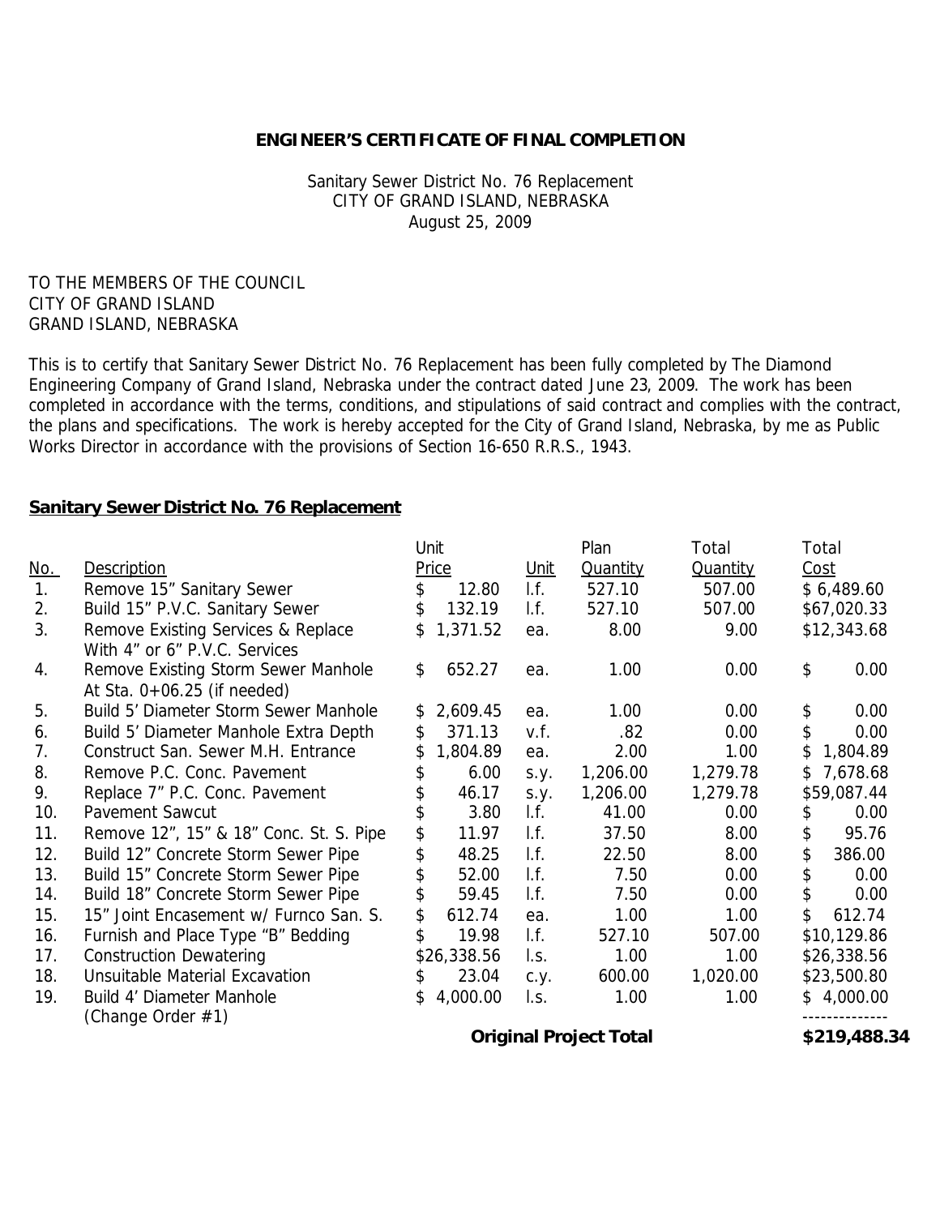**ENGINEER'S CERTIFICATE OF FINAL COMPLETION**

Sanitary Sewer District No. 76 Replacement
CITY OF GRAND ISLAND, NEBRASKA
August 25, 2009

TO THE MEMBERS OF THE COUNCIL
CITY OF GRAND ISLAND
GRAND ISLAND, NEBRASKA

This is to certify that Sanitary Sewer District No. 76 Replacement has been fully completed by The Diamond Engineering Company of Grand Island, Nebraska under the contract dated June 23, 2009. The work has been completed in accordance with the terms, conditions, and stipulations of said contract and complies with the contract, the plans and specifications. The work is hereby accepted for the City of Grand Island, Nebraska, by me as Public Works Director in accordance with the provisions of Section 16-650 R.R.S., 1943.

**Sanitary Sewer District No. 76 Replacement**

| No. | Description | Unit Price | Unit | Plan Quantity | Total Quantity | Total Cost |
|---|---|---|---|---|---|---|
| 1. | Remove 15" Sanitary Sewer | $ 12.80 | l.f. | 527.10 | 507.00 | $ 6,489.60 |
| 2. | Build 15" P.V.C. Sanitary Sewer | $ 132.19 | l.f. | 527.10 | 507.00 | $67,020.33 |
| 3. | Remove Existing Services & Replace With 4" or 6" P.V.C. Services | $ 1,371.52 | ea. | 8.00 | 9.00 | $12,343.68 |
| 4. | Remove Existing Storm Sewer Manhole At Sta. 0+06.25 (if needed) | $ 652.27 | ea. | 1.00 | 0.00 | $ 0.00 |
| 5. | Build 5' Diameter Storm Sewer Manhole | $ 2,609.45 | ea. | 1.00 | 0.00 | $ 0.00 |
| 6. | Build 5' Diameter Manhole Extra Depth | $ 371.13 | v.f. | .82 | 0.00 | $ 0.00 |
| 7. | Construct San. Sewer M.H. Entrance | $ 1,804.89 | ea. | 2.00 | 1.00 | $ 1,804.89 |
| 8. | Remove P.C. Conc. Pavement | $ 6.00 | s.y. | 1,206.00 | 1,279.78 | $ 7,678.68 |
| 9. | Replace 7" P.C. Conc. Pavement | $ 46.17 | s.y. | 1,206.00 | 1,279.78 | $59,087.44 |
| 10. | Pavement Sawcut | $ 3.80 | l.f. | 41.00 | 0.00 | $ 0.00 |
| 11. | Remove 12", 15" & 18" Conc. St. S. Pipe | $ 11.97 | l.f. | 37.50 | 8.00 | $ 95.76 |
| 12. | Build 12" Concrete Storm Sewer Pipe | $ 48.25 | l.f. | 22.50 | 8.00 | $ 386.00 |
| 13. | Build 15" Concrete Storm Sewer Pipe | $ 52.00 | l.f. | 7.50 | 0.00 | $ 0.00 |
| 14. | Build 18" Concrete Storm Sewer Pipe | $ 59.45 | l.f. | 7.50 | 0.00 | $ 0.00 |
| 15. | 15" Joint Encasement w/ Furnco San. S. | $ 612.74 | ea. | 1.00 | 1.00 | $ 612.74 |
| 16. | Furnish and Place Type "B" Bedding | $ 19.98 | l.f. | 527.10 | 507.00 | $10,129.86 |
| 17. | Construction Dewatering | $26,338.56 | l.s. | 1.00 | 1.00 | $26,338.56 |
| 18. | Unsuitable Material Excavation | $ 23.04 | c.y. | 600.00 | 1,020.00 | $23,500.80 |
| 19. | Build 4' Diameter Manhole (Change Order #1) | $ 4,000.00 | l.s. | 1.00 | 1.00 | $ 4,000.00 |
| | | | | **Original Project Total** | | **$219,488.34** |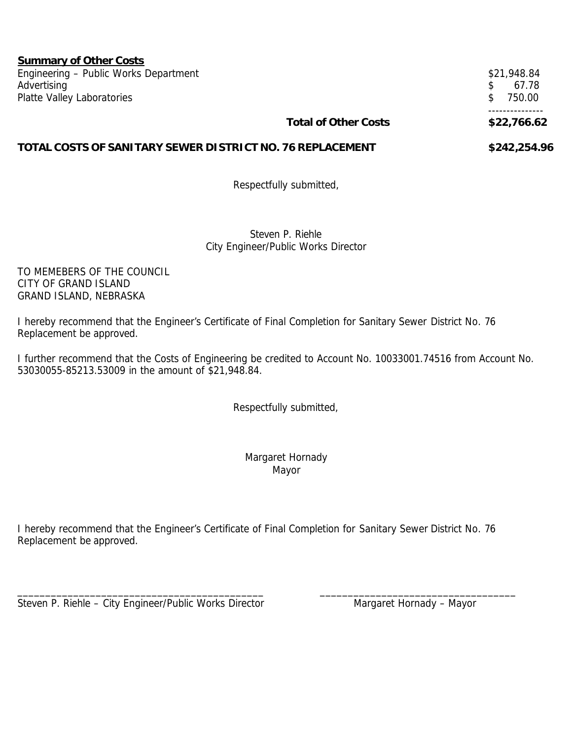**Summary of Other Costs**

| | |
|---|---|
| Engineering – Public Works Department | $21,948.84 |
| Advertising | $ 67.78 |
| Platte Valley Laboratories | $ 750.00 |
| **Total of Other Costs** | **$22,766.62** |

**TOTAL COSTS OF SANITARY SEWER DISTRICT NO. 76 REPLACEMENT $242,254.96**

Respectfully submitted,

Steven P. Riehle
City Engineer/Public Works Director

TO MEMEBERS OF THE COUNCIL
CITY OF GRAND ISLAND
GRAND ISLAND, NEBRASKA

I hereby recommend that the Engineer's Certificate of Final Completion for Sanitary Sewer District No. 76 Replacement be approved.

I further recommend that the Costs of Engineering be credited to Account No. 10033001.74516 from Account No. 53030055-85213.53009 in the amount of $21,948.84.

Respectfully submitted,

Margaret Hornady
Mayor

I hereby recommend that the Engineer's Certificate of Final Completion for Sanitary Sewer District No. 76 Replacement be approved.

_____________________________________________ Steven P. Riehle – City Engineer/Public Works Director

___________________________________ Margaret Hornady – Mayor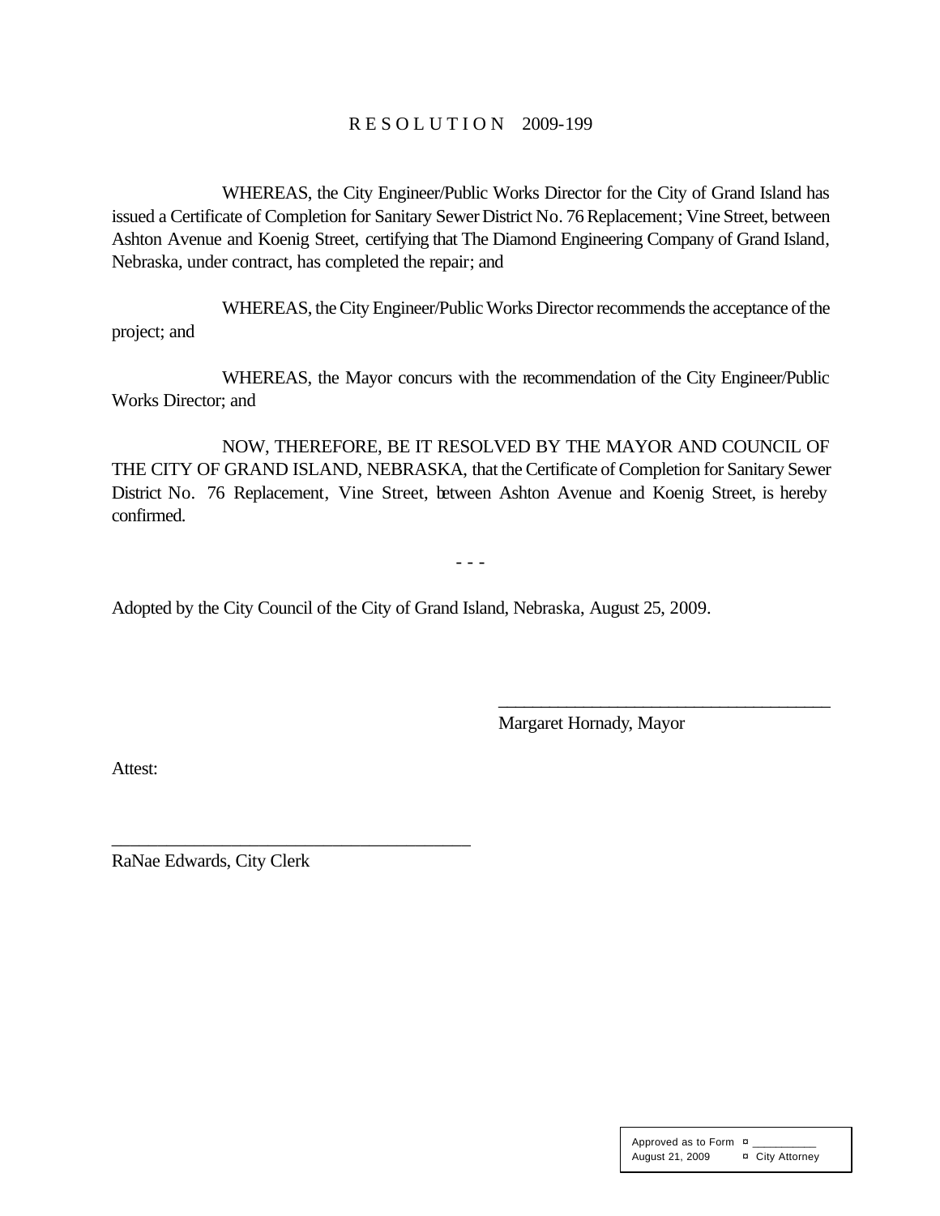# RESOLUTION 2009-199

WHEREAS, the City Engineer/Public Works Director for the City of Grand Island has issued a Certificate of Completion for Sanitary Sewer District No. 76 Replacement; Vine Street, between Ashton Avenue and Koenig Street, certifying that The Diamond Engineering Company of Grand Island, Nebraska, under contract, has completed the repair; and

WHEREAS, the City Engineer/Public Works Director recommends the acceptance of the project; and

WHEREAS, the Mayor concurs with the recommendation of the City Engineer/Public Works Director; and

NOW, THEREFORE, BE IT RESOLVED BY THE MAYOR AND COUNCIL OF THE CITY OF GRAND ISLAND, NEBRASKA, that the Certificate of Completion for Sanitary Sewer District No. 76 Replacement, Vine Street, between Ashton Avenue and Koenig Street, is hereby confirmed.

\- - -

Adopted by the City Council of the City of Grand Island, Nebraska, August 25, 2009.

_____________________________________
Margaret Hornady, Mayor

Attest:

_____________________________________
RaNae Edwards, City Clerk

| | |
|---|---|
| Approved as to Form | ¤ __________ |
| August 21, 2009 | ¤ City Attorney |